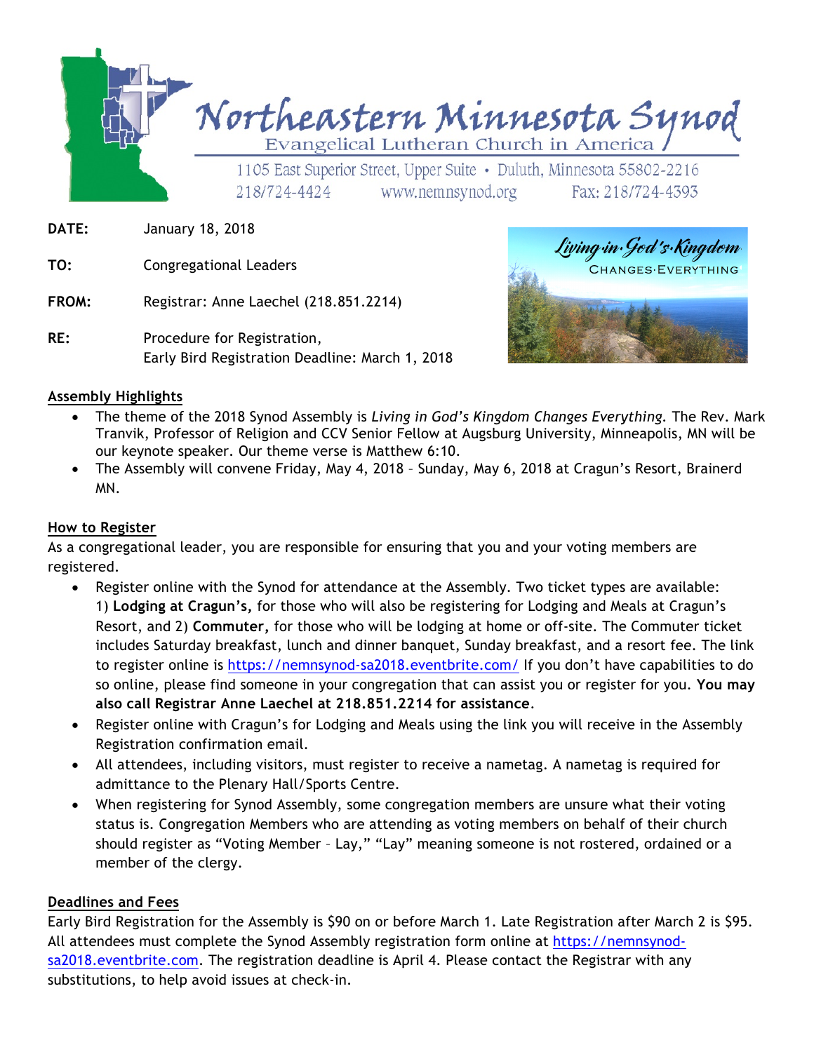# Northeastern Minnesota Synod

Evangelical Lutheran Church in America

1105 East Superior Street, Upper Suite • Duluth, Minnesota 55802-2216
218/724-4424 www.nemnsynod.org Fax: 218/724-4393

**DATE:** January 18, 2018

**TO:** Congregational Leaders

**FROM:** Registrar: Anne Laechel (218.851.2214)

**RE:** Procedure for Registration,
Early Bird Registration Deadline: March 1, 2018

*Living in God's Kingdom*
CHANGES EVERYTHING

## Assembly Highlights

- The theme of the 2018 Synod Assembly is *Living in God's Kingdom Changes Everything.* The Rev. Mark Tranvik, Professor of Religion and CCV Senior Fellow at Augsburg University, Minneapolis, MN will be our keynote speaker. Our theme verse is Matthew 6:10.
- The Assembly will convene Friday, May 4, 2018 – Sunday, May 6, 2018 at Cragun's Resort, Brainerd MN.

## How to Register

As a congregational leader, you are responsible for ensuring that you and your voting members are registered.

- Register online with the Synod for attendance at the Assembly. Two ticket types are available: 1) **Lodging at Cragun's,** for those who will also be registering for Lodging and Meals at Cragun's Resort, and 2) **Commuter,** for those who will be lodging at home or off-site. The Commuter ticket includes Saturday breakfast, lunch and dinner banquet, Sunday breakfast, and a resort fee. The link to register online is https://nemnsynod-sa2018.eventbrite.com/ If you don't have capabilities to do so online, please find someone in your congregation that can assist you or register for you. **You may also call Registrar Anne Laechel at 218.851.2214 for assistance**.
- Register online with Cragun's for Lodging and Meals using the link you will receive in the Assembly Registration confirmation email.
- All attendees, including visitors, must register to receive a nametag. A nametag is required for admittance to the Plenary Hall/Sports Centre.
- When registering for Synod Assembly, some congregation members are unsure what their voting status is. Congregation Members who are attending as voting members on behalf of their church should register as "Voting Member – Lay," "Lay" meaning someone is not rostered, ordained or a member of the clergy.

## Deadlines and Fees

Early Bird Registration for the Assembly is $90 on or before March 1. Late Registration after March 2 is $95. All attendees must complete the Synod Assembly registration form online at https://nemnsynod-sa2018.eventbrite.com. The registration deadline is April 4. Please contact the Registrar with any substitutions, to help avoid issues at check-in.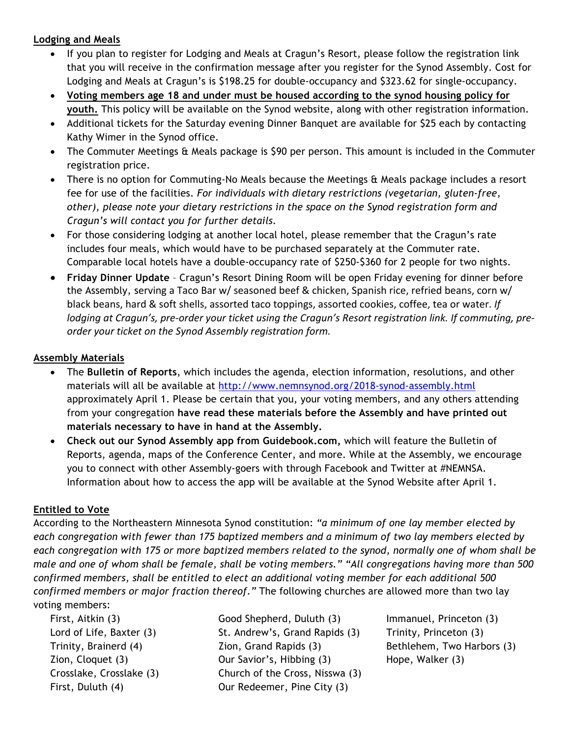**Lodging and Meals**

- If you plan to register for Lodging and Meals at Cragun's Resort, please follow the registration link that you will receive in the confirmation message after you register for the Synod Assembly. Cost for Lodging and Meals at Cragun's is $198.25 for double-occupancy and $323.62 for single-occupancy.
- **Voting members age 18 and under must be housed according to the synod housing policy for youth.** This policy will be available on the Synod website, along with other registration information.
- Additional tickets for the Saturday evening Dinner Banquet are available for $25 each by contacting Kathy Wimer in the Synod office.
- The Commuter Meetings & Meals package is $90 per person. This amount is included in the Commuter registration price.
- There is no option for Commuting-No Meals because the Meetings & Meals package includes a resort fee for use of the facilities. *For individuals with dietary restrictions (vegetarian, gluten-free, other), please note your dietary restrictions in the space on the Synod registration form and Cragun's will contact you for further details.*
- For those considering lodging at another local hotel, please remember that the Cragun's rate includes four meals, which would have to be purchased separately at the Commuter rate. Comparable local hotels have a double-occupancy rate of $250-$360 for 2 people for two nights.
- **Friday Dinner Update** – Cragun's Resort Dining Room will be open Friday evening for dinner before the Assembly, serving a Taco Bar w/ seasoned beef & chicken, Spanish rice, refried beans, corn w/ black beans, hard & soft shells, assorted taco toppings, assorted cookies, coffee, tea or water. *If lodging at Cragun's, pre-order your ticket using the Cragun's Resort registration link. If commuting, pre-order your ticket on the Synod Assembly registration form.*

**Assembly Materials**

- The **Bulletin of Reports**, which includes the agenda, election information, resolutions, and other materials will all be available at http://www.nemnsynod.org/2018-synod-assembly.html approximately April 1. Please be certain that you, your voting members, and any others attending from your congregation **have read these materials before the Assembly and have printed out materials necessary to have in hand at the Assembly.**
- **Check out our Synod Assembly app from Guidebook.com,** which will feature the Bulletin of Reports, agenda, maps of the Conference Center, and more. While at the Assembly, we encourage you to connect with other Assembly-goers with through Facebook and Twitter at #NEMNSA. Information about how to access the app will be available at the Synod Website after April 1.

**Entitled to Vote**

According to the Northeastern Minnesota Synod constitution: *"a minimum of one lay member elected by each congregation with fewer than 175 baptized members and a minimum of two lay members elected by each congregation with 175 or more baptized members related to the synod, normally one of whom shall be male and one of whom shall be female, shall be voting members." "All congregations having more than 500 confirmed members, shall be entitled to elect an additional voting member for each additional 500 confirmed members or major fraction thereof."* The following churches are allowed more than two lay voting members:

First, Aitkin (3)
Lord of Life, Baxter (3)
Trinity, Brainerd (4)
Zion, Cloquet (3)
Crosslake, Crosslake (3)
First, Duluth (4)
Good Shepherd, Duluth (3)
St. Andrew's, Grand Rapids (3)
Zion, Grand Rapids (3)
Our Savior's, Hibbing (3)
Church of the Cross, Nisswa (3)
Our Redeemer, Pine City (3)
Immanuel, Princeton (3)
Trinity, Princeton (3)
Bethlehem, Two Harbors (3)
Hope, Walker (3)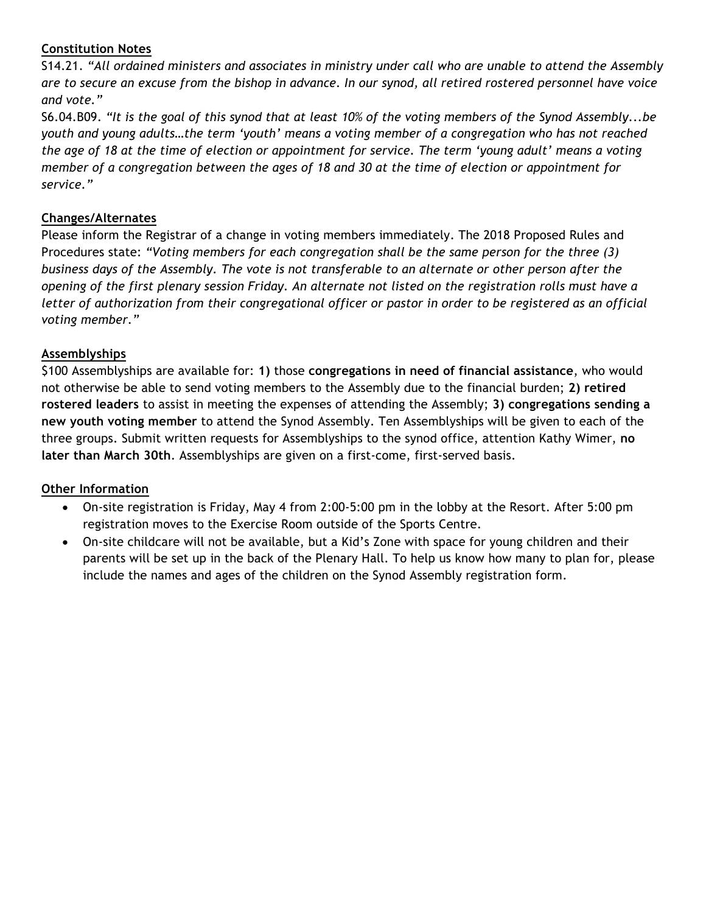## Constitution Notes

S14.21. *"All ordained ministers and associates in ministry under call who are unable to attend the Assembly are to secure an excuse from the bishop in advance. In our synod, all retired rostered personnel have voice and vote."*

S6.04.B09. *"It is the goal of this synod that at least 10% of the voting members of the Synod Assembly...be youth and young adults…the term 'youth' means a voting member of a congregation who has not reached the age of 18 at the time of election or appointment for service. The term 'young adult' means a voting member of a congregation between the ages of 18 and 30 at the time of election or appointment for service."*

## Changes/Alternates

Please inform the Registrar of a change in voting members immediately. The 2018 Proposed Rules and Procedures state: *"Voting members for each congregation shall be the same person for the three (3) business days of the Assembly. The vote is not transferable to an alternate or other person after the opening of the first plenary session Friday. An alternate not listed on the registration rolls must have a letter of authorization from their congregational officer or pastor in order to be registered as an official voting member."*

## Assemblyships

$100 Assemblyships are available for: **1)** those **congregations in need of financial assistance**, who would not otherwise be able to send voting members to the Assembly due to the financial burden; **2) retired rostered leaders** to assist in meeting the expenses of attending the Assembly; **3) congregations sending a new youth voting member** to attend the Synod Assembly. Ten Assemblyships will be given to each of the three groups. Submit written requests for Assemblyships to the synod office, attention Kathy Wimer, **no later than March 30th**. Assemblyships are given on a first-come, first-served basis.

## Other Information

- On-site registration is Friday, May 4 from 2:00-5:00 pm in the lobby at the Resort. After 5:00 pm registration moves to the Exercise Room outside of the Sports Centre.
- On-site childcare will not be available, but a Kid's Zone with space for young children and their parents will be set up in the back of the Plenary Hall. To help us know how many to plan for, please include the names and ages of the children on the Synod Assembly registration form.